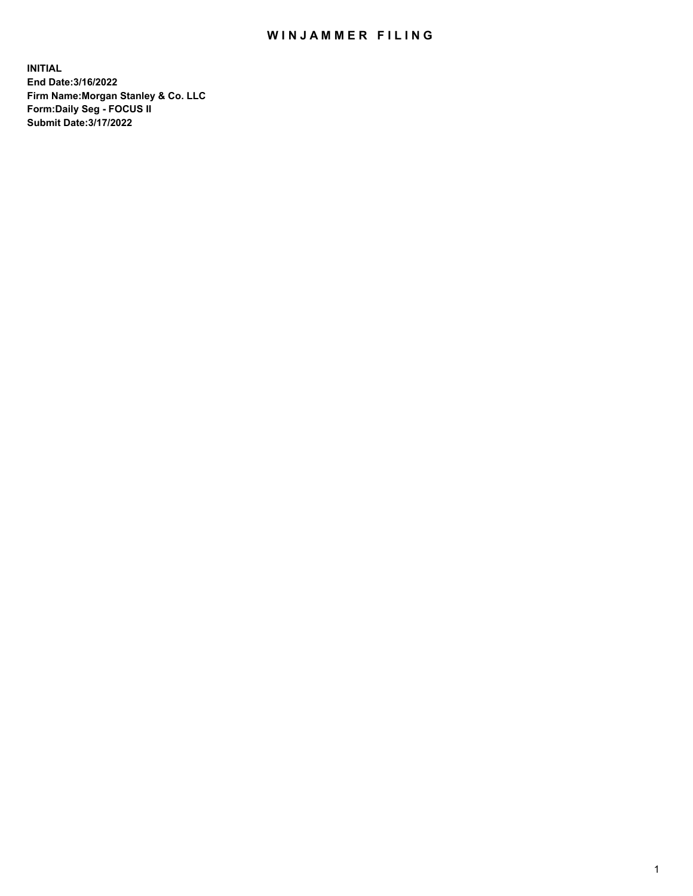# WINJAMMER FILING

**INITIAL**
**End Date:3/16/2022**
**Firm Name:Morgan Stanley & Co. LLC**
**Form:Daily Seg - FOCUS II**
**Submit Date:3/17/2022**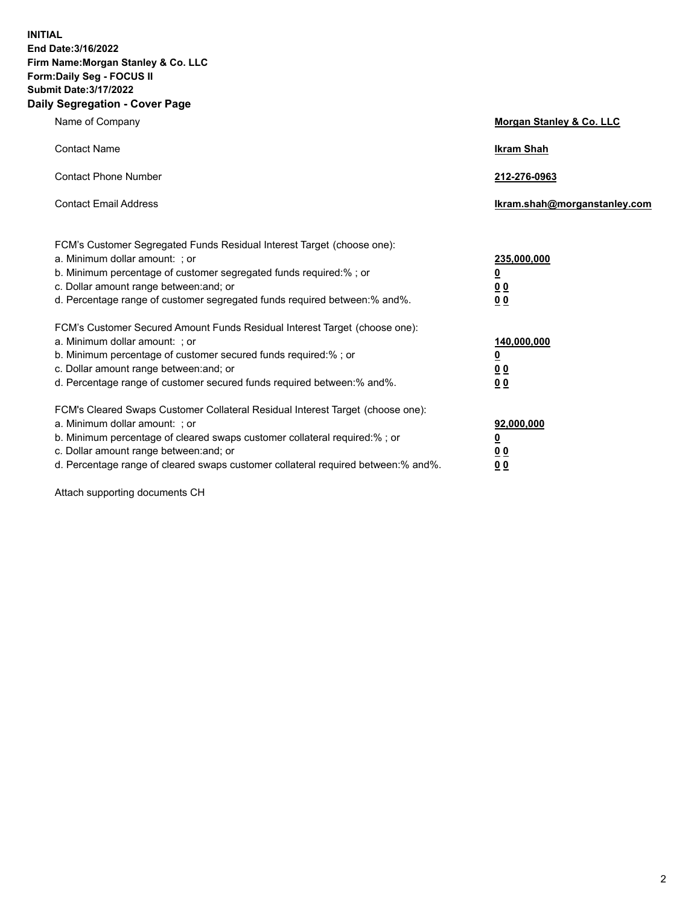**INITIAL**
**End Date:3/16/2022**
**Firm Name:Morgan Stanley & Co. LLC**
**Form:Daily Seg - FOCUS II**
**Submit Date:3/17/2022**

## Daily Segregation - Cover Page

| | |
|---|---|
| Name of Company | **Morgan Stanley & Co. LLC** |
| Contact Name | **Ikram Shah** |
| Contact Phone Number | **212-276-0963** |
| Contact Email Address | **Ikram.shah@morganstanley.com** |

| | |
|---|---|
| FCM's Customer Segregated Funds Residual Interest Target (choose one): | |
| a. Minimum dollar amount: ; or | **235,000,000** |
| b. Minimum percentage of customer segregated funds required:% ; or | **0** |
| c. Dollar amount range between:and; or | **0 0** |
| d. Percentage range of customer segregated funds required between:% and%. | **0 0** |
| FCM's Customer Secured Amount Funds Residual Interest Target (choose one): | |
| a. Minimum dollar amount: ; or | **140,000,000** |
| b. Minimum percentage of customer secured funds required:% ; or | **0** |
| c. Dollar amount range between:and; or | **0 0** |
| d. Percentage range of customer secured funds required between:% and%. | **0 0** |
| FCM's Cleared Swaps Customer Collateral Residual Interest Target (choose one): | |
| a. Minimum dollar amount: ; or | **92,000,000** |
| b. Minimum percentage of cleared swaps customer collateral required:% ; or | **0** |
| c. Dollar amount range between:and; or | **0 0** |
| d. Percentage range of cleared swaps customer collateral required between:% and%. | **0 0** |

Attach supporting documents CH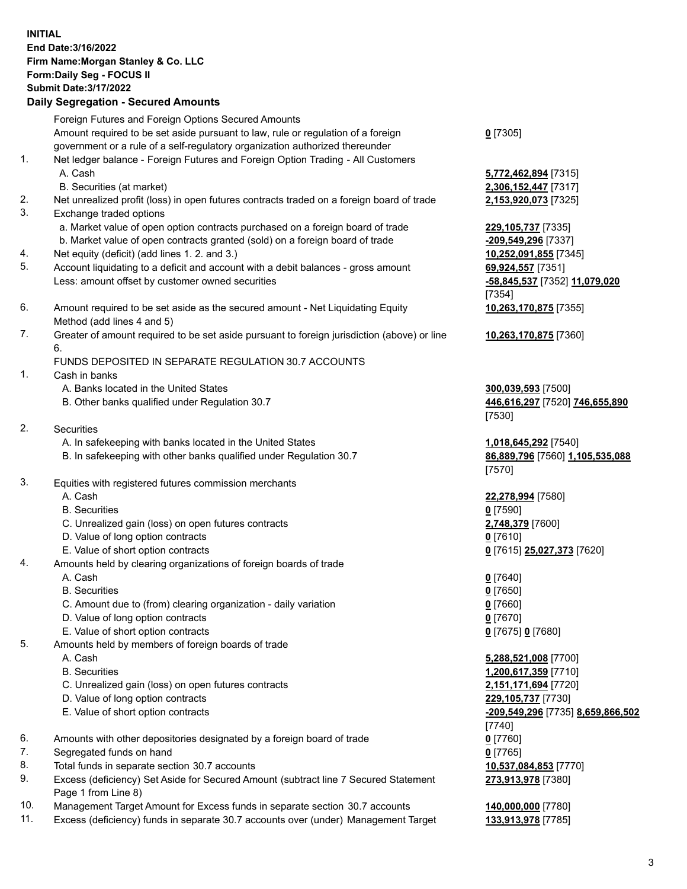**INITIAL**
**End Date:3/16/2022**
**Firm Name:Morgan Stanley & Co. LLC**
**Form:Daily Seg - FOCUS II**
**Submit Date:3/17/2022**

## Daily Segregation - Secured Amounts

Foreign Futures and Foreign Options Secured Amounts

Amount required to be set aside pursuant to law, rule or regulation of a foreign government or a rule of a self-regulatory organization authorized thereunder — **0** [7305]

1. Net ledger balance - Foreign Futures and Foreign Option Trading - All Customers
   - A. Cash — **5,772,462,894** [7315]
   - B. Securities (at market) — **2,306,152,447** [7317]
2. Net unrealized profit (loss) in open futures contracts traded on a foreign board of trade — **2,153,920,073** [7325]
3. Exchange traded options
   - a. Market value of open option contracts purchased on a foreign board of trade — **229,105,737** [7335]
   - b. Market value of open contracts granted (sold) on a foreign board of trade — **-209,549,296** [7337]
4. Net equity (deficit) (add lines 1. 2. and 3.) — **10,252,091,855** [7345]
5. Account liquidating to a deficit and account with a debit balances - gross amount — **69,924,557** [7351]
   Less: amount offset by customer owned securities — **-58,845,537** [7352] **11,079,020** [7354]
6. Amount required to be set aside as the secured amount - Net Liquidating Equity Method (add lines 4 and 5) — **10,263,170,875** [7355]
7. Greater of amount required to be set aside pursuant to foreign jurisdiction (above) or line 6. — **10,263,170,875** [7360]

FUNDS DEPOSITED IN SEPARATE REGULATION 30.7 ACCOUNTS

1. Cash in banks
   - A. Banks located in the United States — **300,039,593** [7500]
   - B. Other banks qualified under Regulation 30.7 — **446,616,297** [7520] **746,655,890** [7530]
2. Securities
   - A. In safekeeping with banks located in the United States — **1,018,645,292** [7540]
   - B. In safekeeping with other banks qualified under Regulation 30.7 — **86,889,796** [7560] **1,105,535,088** [7570]
3. Equities with registered futures commission merchants
   - A. Cash — **22,278,994** [7580]
   - B. Securities — **0** [7590]
   - C. Unrealized gain (loss) on open futures contracts — **2,748,379** [7600]
   - D. Value of long option contracts — **0** [7610]
   - E. Value of short option contracts — **0** [7615] **25,027,373** [7620]
4. Amounts held by clearing organizations of foreign boards of trade
   - A. Cash — **0** [7640]
   - B. Securities — **0** [7650]
   - C. Amount due to (from) clearing organization - daily variation — **0** [7660]
   - D. Value of long option contracts — **0** [7670]
   - E. Value of short option contracts — **0** [7675] **0** [7680]
5. Amounts held by members of foreign boards of trade
   - A. Cash — **5,288,521,008** [7700]
   - B. Securities — **1,200,617,359** [7710]
   - C. Unrealized gain (loss) on open futures contracts — **2,151,171,694** [7720]
   - D. Value of long option contracts — **229,105,737** [7730]
   - E. Value of short option contracts — **-209,549,296** [7735] **8,659,866,502** [7740]
6. Amounts with other depositories designated by a foreign board of trade — **0** [7760]
7. Segregated funds on hand — **0** [7765]
8. Total funds in separate section 30.7 accounts — **10,537,084,853** [7770]
9. Excess (deficiency) Set Aside for Secured Amount (subtract line 7 Secured Statement Page 1 from Line 8) — **273,913,978** [7380]
10. Management Target Amount for Excess funds in separate section 30.7 accounts — **140,000,000** [7780]
11. Excess (deficiency) funds in separate 30.7 accounts over (under) Management Target — **133,913,978** [7785]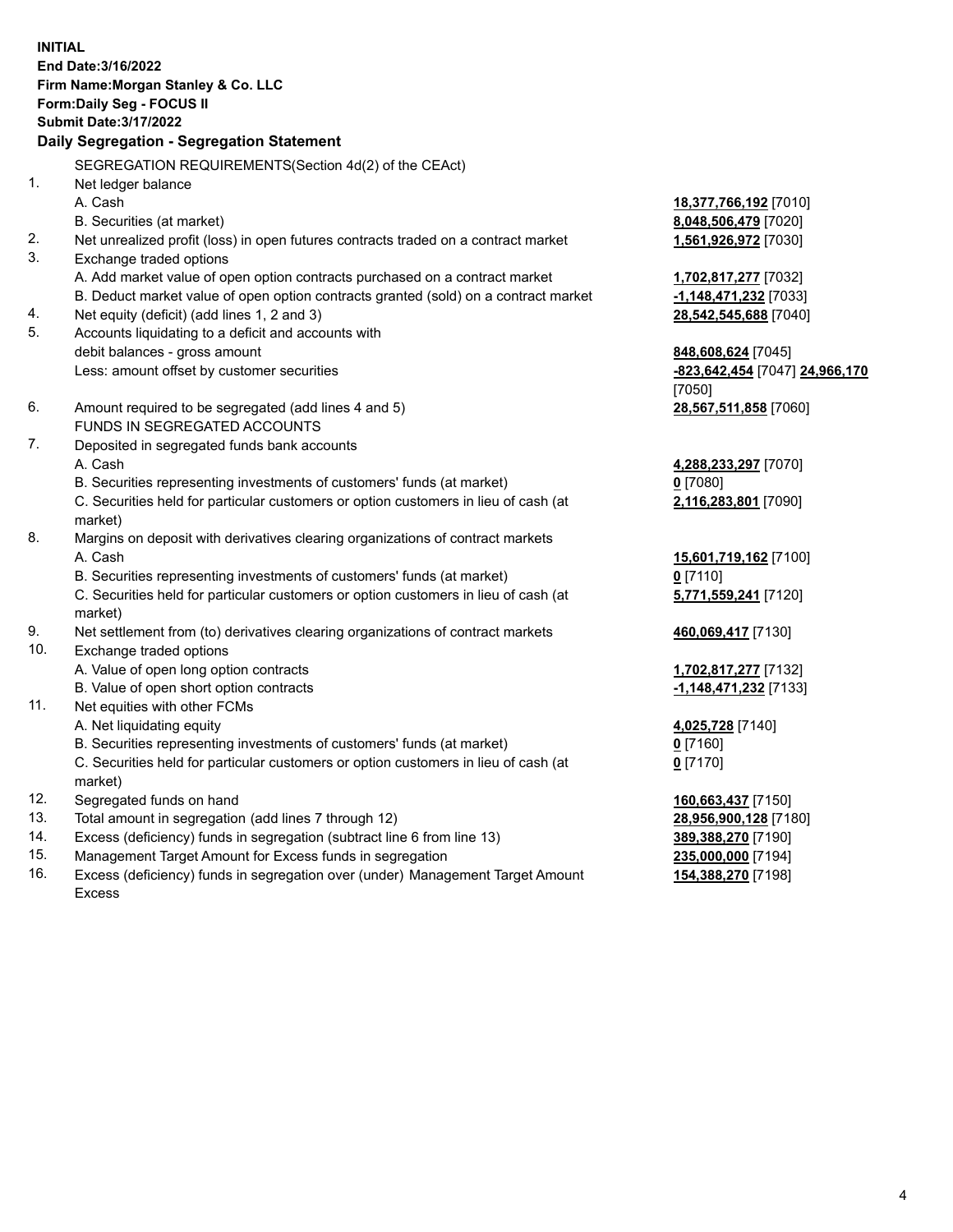**INITIAL**
**End Date:3/16/2022**
**Firm Name:Morgan Stanley & Co. LLC**
**Form:Daily Seg - FOCUS II**
**Submit Date:3/17/2022**

## Daily Segregation - Segregation Statement

SEGREGATION REQUIREMENTS(Section 4d(2) of the CEAct)

| | | |
|---|---|---|
| 1. | Net ledger balance | |
| | A. Cash | **18,377,766,192** [7010] |
| | B. Securities (at market) | **8,048,506,479** [7020] |
| 2. | Net unrealized profit (loss) in open futures contracts traded on a contract market | **1,561,926,972** [7030] |
| 3. | Exchange traded options | |
| | A. Add market value of open option contracts purchased on a contract market | **1,702,817,277** [7032] |
| | B. Deduct market value of open option contracts granted (sold) on a contract market | **-1,148,471,232** [7033] |
| 4. | Net equity (deficit) (add lines 1, 2 and 3) | **28,542,545,688** [7040] |
| 5. | Accounts liquidating to a deficit and accounts with debit balances - gross amount | **848,608,624** [7045] |
| | Less: amount offset by customer securities | **-823,642,454** [7047] **24,966,170** [7050] |
| 6. | Amount required to be segregated (add lines 4 and 5) | **28,567,511,858** [7060] |
| | FUNDS IN SEGREGATED ACCOUNTS | |
| 7. | Deposited in segregated funds bank accounts | |
| | A. Cash | **4,288,233,297** [7070] |
| | B. Securities representing investments of customers' funds (at market) | **0** [7080] |
| | C. Securities held for particular customers or option customers in lieu of cash (at market) | **2,116,283,801** [7090] |
| 8. | Margins on deposit with derivatives clearing organizations of contract markets | |
| | A. Cash | **15,601,719,162** [7100] |
| | B. Securities representing investments of customers' funds (at market) | **0** [7110] |
| | C. Securities held for particular customers or option customers in lieu of cash (at market) | **5,771,559,241** [7120] |
| 9. | Net settlement from (to) derivatives clearing organizations of contract markets | **460,069,417** [7130] |
| 10. | Exchange traded options | |
| | A. Value of open long option contracts | **1,702,817,277** [7132] |
| | B. Value of open short option contracts | **-1,148,471,232** [7133] |
| 11. | Net equities with other FCMs | |
| | A. Net liquidating equity | **4,025,728** [7140] |
| | B. Securities representing investments of customers' funds (at market) | **0** [7160] |
| | C. Securities held for particular customers or option customers in lieu of cash (at market) | **0** [7170] |
| 12. | Segregated funds on hand | **160,663,437** [7150] |
| 13. | Total amount in segregation (add lines 7 through 12) | **28,956,900,128** [7180] |
| 14. | Excess (deficiency) funds in segregation (subtract line 6 from line 13) | **389,388,270** [7190] |
| 15. | Management Target Amount for Excess funds in segregation | **235,000,000** [7194] |
| 16. | Excess (deficiency) funds in segregation over (under) Management Target Amount Excess | **154,388,270** [7198] |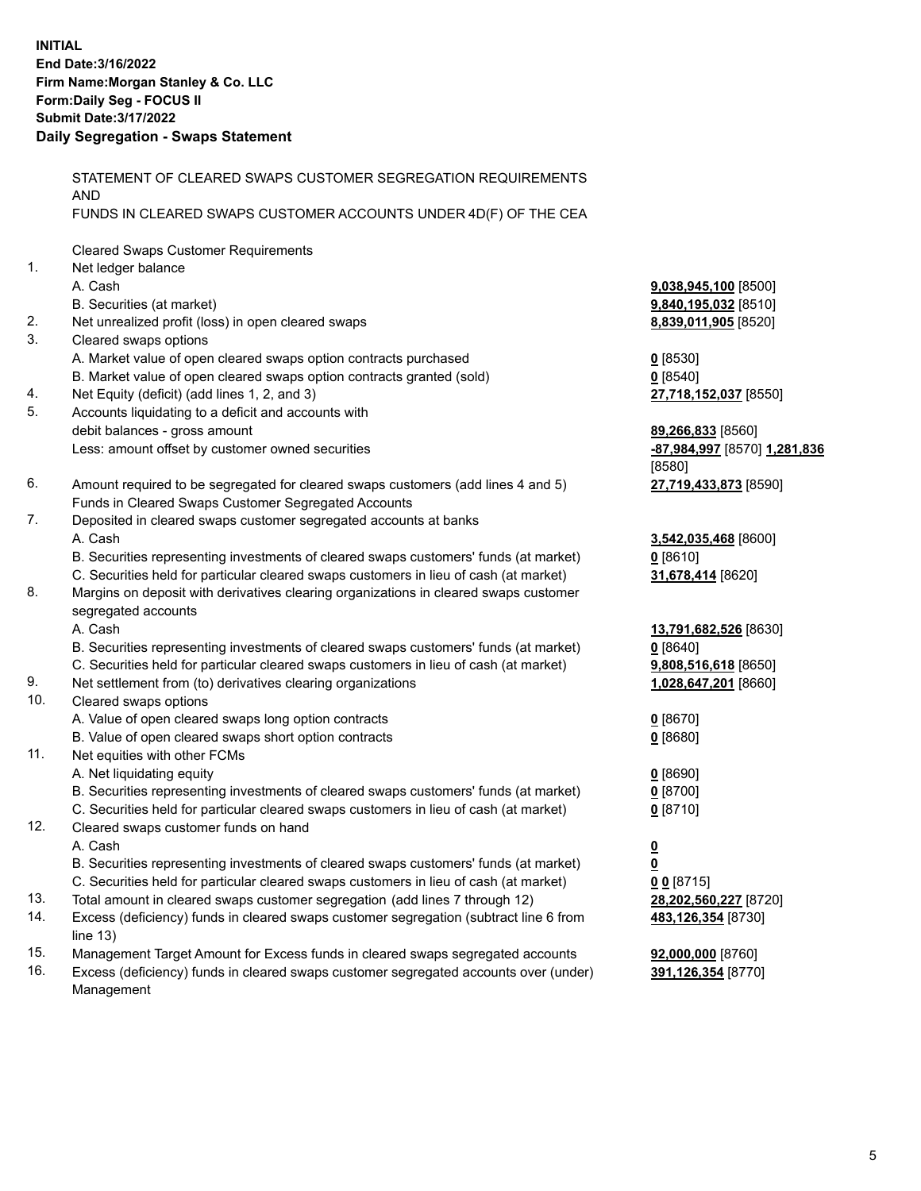**INITIAL**
**End Date:3/16/2022**
**Firm Name:Morgan Stanley & Co. LLC**
**Form:Daily Seg - FOCUS II**
**Submit Date:3/17/2022**
**Daily Segregation - Swaps Statement**

STATEMENT OF CLEARED SWAPS CUSTOMER SEGREGATION REQUIREMENTS AND FUNDS IN CLEARED SWAPS CUSTOMER ACCOUNTS UNDER 4D(F) OF THE CEA

| | | |
|---|---|---|
| | Cleared Swaps Customer Requirements | |
| 1. | Net ledger balance | |
| | A. Cash | **9,038,945,100** [8500] |
| | B. Securities (at market) | **9,840,195,032** [8510] |
| 2. | Net unrealized profit (loss) in open cleared swaps | **8,839,011,905** [8520] |
| 3. | Cleared swaps options | |
| | A. Market value of open cleared swaps option contracts purchased | **0** [8530] |
| | B. Market value of open cleared swaps option contracts granted (sold) | **0** [8540] |
| 4. | Net Equity (deficit) (add lines 1, 2, and 3) | **27,718,152,037** [8550] |
| 5. | Accounts liquidating to a deficit and accounts with debit balances - gross amount | **89,266,833** [8560] |
| | Less: amount offset by customer owned securities | **-87,984,997** [8570] **1,281,836** [8580] |
| 6. | Amount required to be segregated for cleared swaps customers (add lines 4 and 5) | **27,719,433,873** [8590] |
| | Funds in Cleared Swaps Customer Segregated Accounts | |
| 7. | Deposited in cleared swaps customer segregated accounts at banks | |
| | A. Cash | **3,542,035,468** [8600] |
| | B. Securities representing investments of cleared swaps customers' funds (at market) | **0** [8610] |
| | C. Securities held for particular cleared swaps customers in lieu of cash (at market) | **31,678,414** [8620] |
| 8. | Margins on deposit with derivatives clearing organizations in cleared swaps customer segregated accounts | |
| | A. Cash | **13,791,682,526** [8630] |
| | B. Securities representing investments of cleared swaps customers' funds (at market) | **0** [8640] |
| | C. Securities held for particular cleared swaps customers in lieu of cash (at market) | **9,808,516,618** [8650] |
| 9. | Net settlement from (to) derivatives clearing organizations | **1,028,647,201** [8660] |
| 10. | Cleared swaps options | |
| | A. Value of open cleared swaps long option contracts | **0** [8670] |
| | B. Value of open cleared swaps short option contracts | **0** [8680] |
| 11. | Net equities with other FCMs | |
| | A. Net liquidating equity | **0** [8690] |
| | B. Securities representing investments of cleared swaps customers' funds (at market) | **0** [8700] |
| | C. Securities held for particular cleared swaps customers in lieu of cash (at market) | **0** [8710] |
| 12. | Cleared swaps customer funds on hand | |
| | A. Cash | **0** |
| | B. Securities representing investments of cleared swaps customers' funds (at market) | **0** |
| | C. Securities held for particular cleared swaps customers in lieu of cash (at market) | **0** **0** [8715] |
| 13. | Total amount in cleared swaps customer segregation (add lines 7 through 12) | **28,202,560,227** [8720] |
| 14. | Excess (deficiency) funds in cleared swaps customer segregation (subtract line 6 from line 13) | **483,126,354** [8730] |
| 15. | Management Target Amount for Excess funds in cleared swaps segregated accounts | **92,000,000** [8760] |
| 16. | Excess (deficiency) funds in cleared swaps customer segregated accounts over (under) Management | **391,126,354** [8770] |